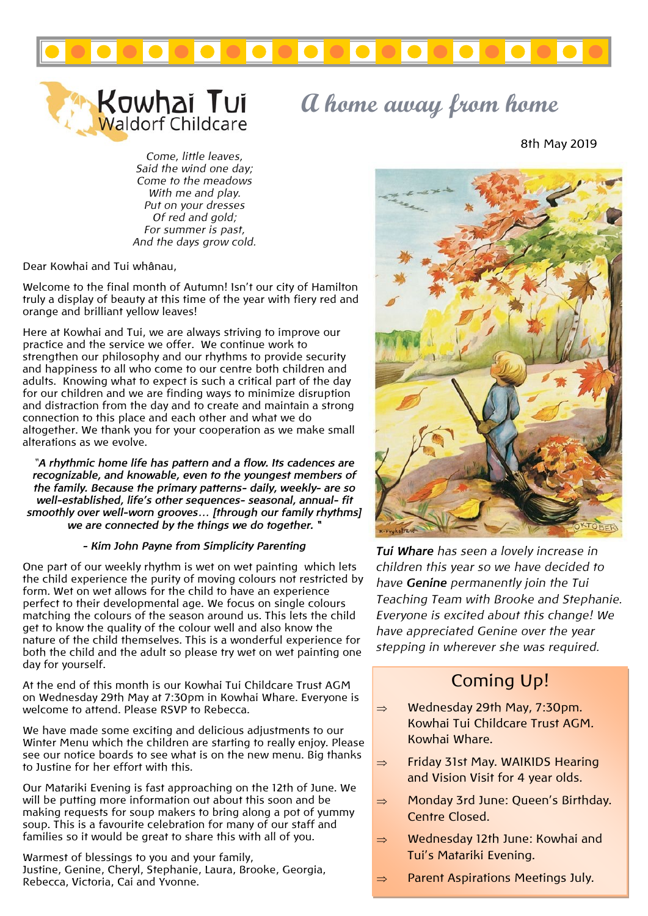# Kowhai Tui Waldorf Childcare

## *A home away from home*

8th May 2019

*Come, little leaves,*
*Said the wind one day;*
*Come to the meadows*
*With me and play.*
*Put on your dresses*
*Of red and gold;*
*For summer is past,*
*And the days grow cold.*

Dear Kowhai and Tui whânau,

Welcome to the final month of Autumn! Isn't our city of Hamilton truly a display of beauty at this time of the year with fiery red and orange and brilliant yellow leaves!

Here at Kowhai and Tui, we are always striving to improve our practice and the service we offer. We continue work to strengthen our philosophy and our rhythms to provide security and happiness to all who come to our centre both children and adults. Knowing what to expect is such a critical part of the day for our children and we are finding ways to minimize disruption and distraction from the day and to create and maintain a strong connection to this place and each other and what we do altogether. We thank you for your cooperation as we make small alterations as we evolve.

***"A rhythmic home life has pattern and a flow. Its cadences are recognizable, and knowable, even to the youngest members of the family. Because the primary patterns- daily, weekly- are so well-established, life's other sequences- seasonal, annual- fit smoothly over well-worn grooves… [through our family rhythms] we are connected by the things we do together. "***

***- Kim John Payne from Simplicity Parenting***

One part of our weekly rhythm is wet on wet painting which lets the child experience the purity of moving colours not restricted by form. Wet on wet allows for the child to have an experience perfect to their developmental age. We focus on single colours matching the colours of the season around us. This lets the child get to know the quality of the colour well and also know the nature of the child themselves. This is a wonderful experience for both the child and the adult so please try wet on wet painting one day for yourself.

At the end of this month is our Kowhai Tui Childcare Trust AGM on Wednesday 29th May at 7:30pm in Kowhai Whare. Everyone is welcome to attend. Please RSVP to Rebecca.

We have made some exciting and delicious adjustments to our Winter Menu which the children are starting to really enjoy. Please see our notice boards to see what is on the new menu. Big thanks to Justine for her effort with this.

Our Matariki Evening is fast approaching on the 12th of June. We will be putting more information out about this soon and be making requests for soup makers to bring along a pot of yummy soup. This is a favourite celebration for many of our staff and families so it would be great to share this with all of you.

Warmest of blessings to you and your family,
Justine, Genine, Cheryl, Stephanie, Laura, Brooke, Georgia, Rebecca, Victoria, Cai and Yvonne.

***Tui Whare** has seen a lovely increase in children this year so we have decided to have **Genine** permanently join the Tui Teaching Team with Brooke and Stephanie. Everyone is excited about this change! We have appreciated Genine over the year stepping in wherever she was required.*

## Coming Up!

- Wednesday 29th May, 7:30pm. Kowhai Tui Childcare Trust AGM. Kowhai Whare.
- Friday 31st May. WAIKIDS Hearing and Vision Visit for 4 year olds.
- Monday 3rd June: Queen's Birthday. Centre Closed.
- Wednesday 12th June: Kowhai and Tui's Matariki Evening.
- Parent Aspirations Meetings July.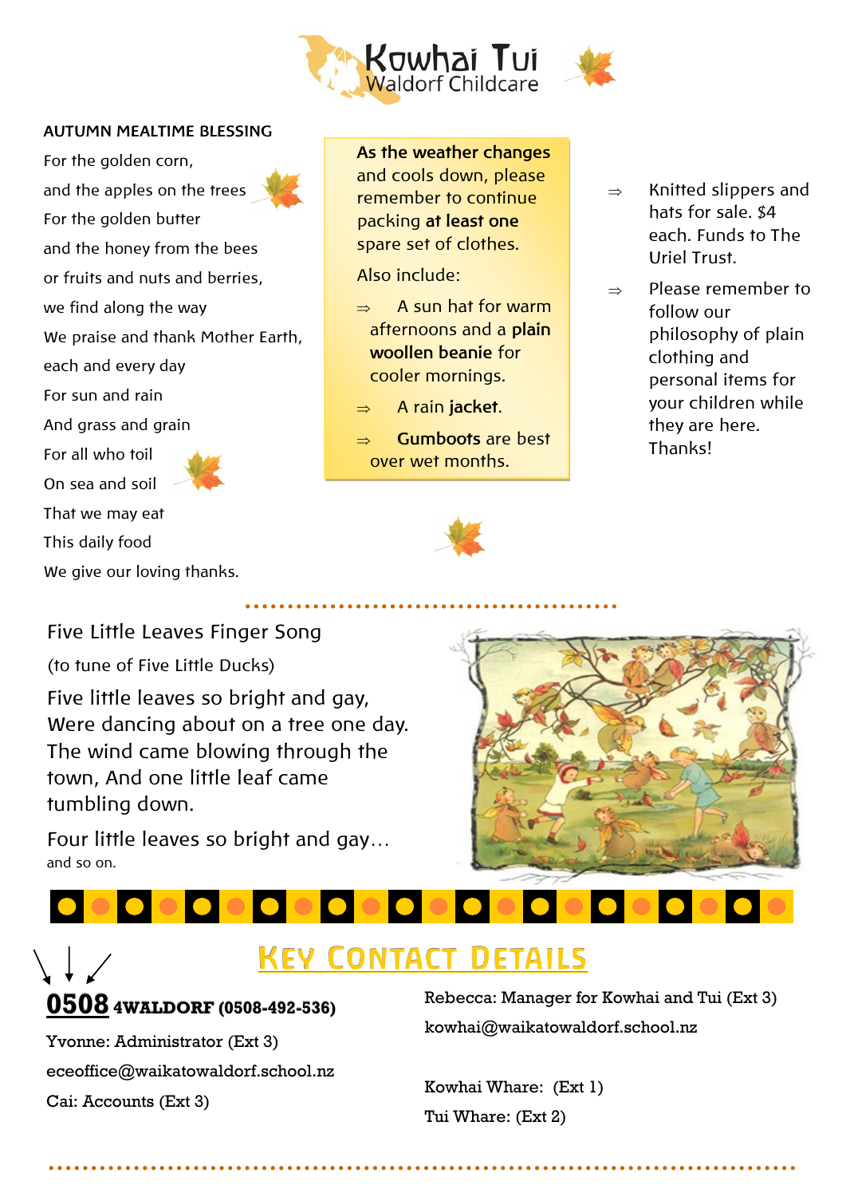# Kowhai Tui Waldorf Childcare

## AUTUMN MEALTIME BLESSING

For the golden corn,
and the apples on the trees
For the golden butter
and the honey from the bees
or fruits and nuts and berries,
we find along the way
We praise and thank Mother Earth,
each and every day
For sun and rain
And grass and grain
For all who toil
On sea and soil
That we may eat
This daily food
We give our loving thanks.

**As the weather changes** and cools down, please remember to continue packing **at least one** spare set of clothes.

Also include:

- ⇒ A sun hat for warm afternoons and a **plain woollen beanie** for cooler mornings.
- ⇒ A rain **jacket**.
- ⇒ **Gumboots** are best over wet months.

- ⇒ Knitted slippers and hats for sale. $4 each. Funds to The Uriel Trust.
- ⇒ Please remember to follow our philosophy of plain clothing and personal items for your children while they are here. Thanks!

## Five Little Leaves Finger Song

(to tune of Five Little Ducks)

Five little leaves so bright and gay,
Were dancing about on a tree one day.
The wind came blowing through the town, And one little leaf came tumbling down.

Four little leaves so bright and gay…
and so on.

## KEY CONTACT DETAILS

**0508 4WALDORF (0508-492-536)**

Yvonne: Administrator (Ext 3)
eceoffice@waikatowaldorf.school.nz
Cai: Accounts (Ext 3)

Rebecca: Manager for Kowhai and Tui (Ext 3)
kowhai@waikatowaldorf.school.nz

Kowhai Whare: (Ext 1)
Tui Whare: (Ext 2)